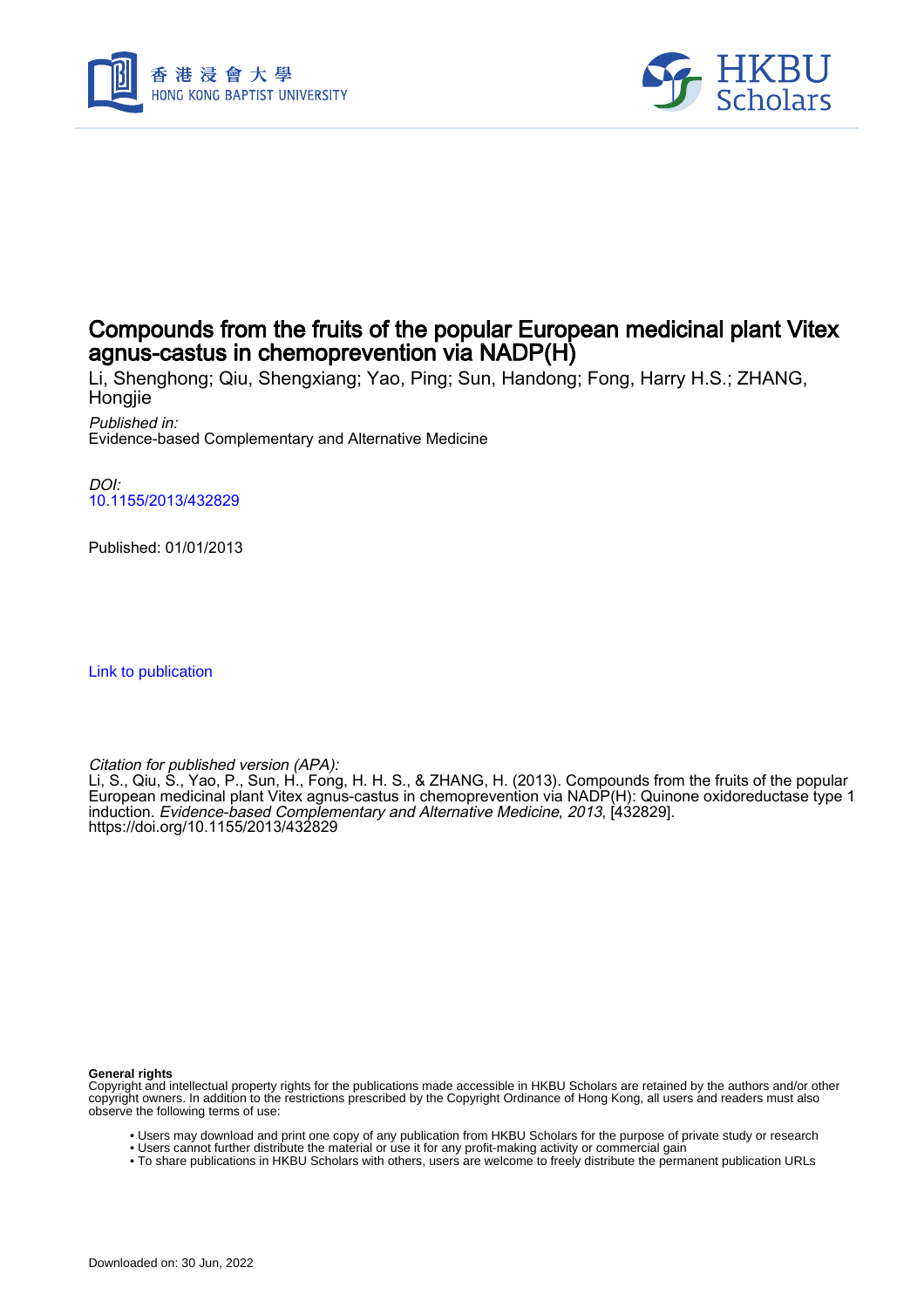# Compounds from the fruits of the popular European medicinal plant Vitex agnus-castus in chemoprevention via NADP(H)

Li, Shenghong; Qiu, Shengxiang; Yao, Ping; Sun, Handong; Fong, Harry H.S.; ZHANG, Hongjie

*Published in:*
Evidence-based Complementary and Alternative Medicine

*DOI:*
10.1155/2013/432829

Published: 01/01/2013

Link to publication

*Citation for published version (APA):*
Li, S., Qiu, S., Yao, P., Sun, H., Fong, H. H. S., & ZHANG, H. (2013). Compounds from the fruits of the popular European medicinal plant Vitex agnus-castus in chemoprevention via NADP(H): Quinone oxidoreductase type 1 induction. *Evidence-based Complementary and Alternative Medicine*, *2013*, [432829]. https://doi.org/10.1155/2013/432829

**General rights**
Copyright and intellectual property rights for the publications made accessible in HKBU Scholars are retained by the authors and/or other copyright owners. In addition to the restrictions prescribed by the Copyright Ordinance of Hong Kong, all users and readers must also observe the following terms of use:

- Users may download and print one copy of any publication from HKBU Scholars for the purpose of private study or research
- Users cannot further distribute the material or use it for any profit-making activity or commercial gain
- To share publications in HKBU Scholars with others, users are welcome to freely distribute the permanent publication URLs

Downloaded on: 30 Jun, 2022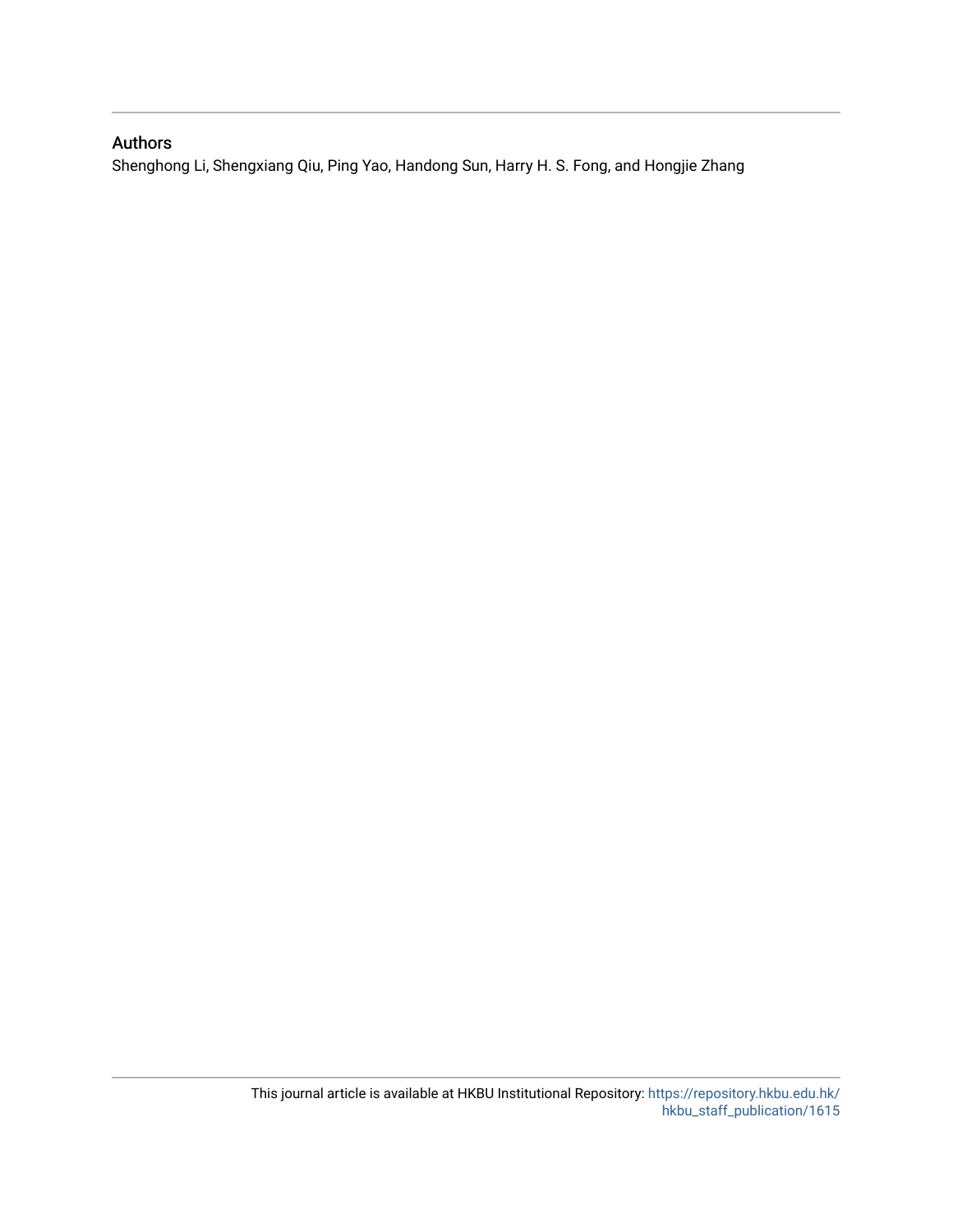## Authors

Shenghong Li, Shengxiang Qiu, Ping Yao, Handong Sun, Harry H. S. Fong, and Hongjie Zhang

This journal article is available at HKBU Institutional Repository: https://repository.hkbu.edu.hk/hkbu_staff_publication/1615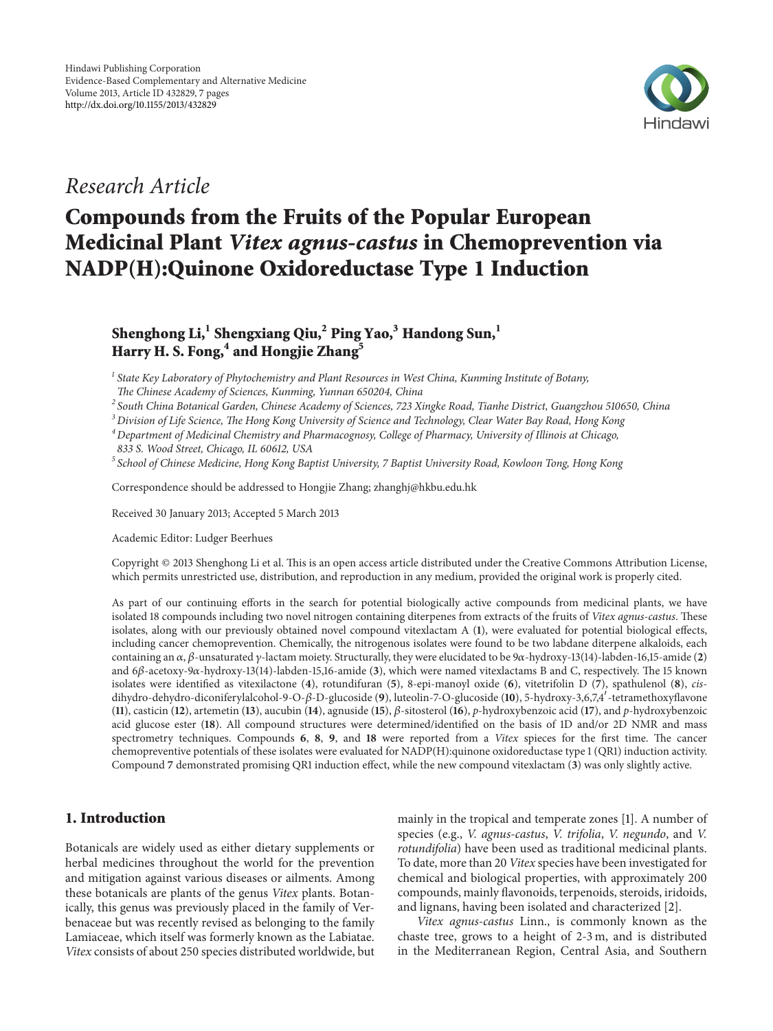Research Article

# Compounds from the Fruits of the Popular European Medicinal Plant *Vitex agnus-castus* in Chemoprevention via NADP(H):Quinone Oxidoreductase Type 1 Induction

**Shenghong Li,[1] Shengxiang Qiu,[2] Ping Yao,[3] Handong Sun,[1] Harry H. S. Fong,[4] and Hongjie Zhang[5]**

[1] *State Key Laboratory of Phytochemistry and Plant Resources in West China, Kunming Institute of Botany, The Chinese Academy of Sciences, Kunming, Yunnan 650204, China*
[2] *South China Botanical Garden, Chinese Academy of Sciences, 723 Xingke Road, Tianhe District, Guangzhou 510650, China*
[3] *Division of Life Science, The Hong Kong University of Science and Technology, Clear Water Bay Road, Hong Kong*
[4] *Department of Medicinal Chemistry and Pharmacognosy, College of Pharmacy, University of Illinois at Chicago, 833 S. Wood Street, Chicago, IL 60612, USA*
[5] *School of Chinese Medicine, Hong Kong Baptist University, 7 Baptist University Road, Kowloon Tong, Hong Kong*

Correspondence should be addressed to Hongjie Zhang; zhanghj@hkbu.edu.hk

Received 30 January 2013; Accepted 5 March 2013

Academic Editor: Ludger Beerhues

Copyright © 2013 Shenghong Li et al. This is an open access article distributed under the Creative Commons Attribution License, which permits unrestricted use, distribution, and reproduction in any medium, provided the original work is properly cited.

As part of our continuing efforts in the search for potential biologically active compounds from medicinal plants, we have isolated 18 compounds including two novel nitrogen containing diterpenes from extracts of the fruits of *Vitex agnus-castus*. These isolates, along with our previously obtained novel compound vitexlactam A (**1**), were evaluated for potential biological effects, including cancer chemoprevention. Chemically, the nitrogenous isolates were found to be two labdane diterpene alkaloids, each containing an $\alpha,\beta$-unsaturated $\gamma$-lactam moiety. Structurally, they were elucidated to be 9$\alpha$-hydroxy-13(14)-labden-16,15-amide (**2**) and 6$\beta$-acetoxy-9$\alpha$-hydroxy-13(14)-labden-15,16-amide (**3**), which were named vitexlactams B and C, respectively. The 15 known isolates were identified as vitexilactone (**4**), rotundifuran (**5**), 8-epi-manoyl oxide (**6**), vitetrifolin D (**7**), spathulenol (**8**), *cis*-dihydro-dehydro-diconiferylalcohol-9-O-$\beta$-D-glucoside (**9**), luteolin-7-O-glucoside (**10**), 5-hydroxy-3,6,7,4′-tetramethoxyflavone (**11**), casticin (**12**), artemetin (**13**), aucubin (**14**), agnuside (**15**), $\beta$-sitosterol (**16**), *p*-hydroxybenzoic acid (**17**), and *p*-hydroxybenzoic acid glucose ester (**18**). All compound structures were determined/identified on the basis of 1D and/or 2D NMR and mass spectrometry techniques. Compounds **6**, **8**, **9**, and **18** were reported from a *Vitex* species for the first time. The cancer chemopreventive potentials of these isolates were evaluated for NADP(H):quinone oxidoreductase type 1 (QR1) induction activity. Compound **7** demonstrated promising QR1 induction effect, while the new compound vitexlactam (**3**) was only slightly active.

## 1. Introduction

Botanicals are widely used as either dietary supplements or herbal medicines throughout the world for the prevention and mitigation against various diseases or ailments. Among these botanicals are plants of the genus *Vitex* plants. Botanically, this genus was previously placed in the family of Verbenaceae but was recently revised as belonging to the family Lamiaceae, which itself was formerly known as the Labiatae. *Vitex* consists of about 250 species distributed worldwide, but mainly in the tropical and temperate zones [1]. A number of species (e.g., *V. agnus-castus*, *V. trifolia*, *V. negundo*, and *V. rotundifolia*) have been used as traditional medicinal plants. To date, more than 20 *Vitex* species have been investigated for chemical and biological properties, with approximately 200 compounds, mainly flavonoids, terpenoids, steroids, iridoids, and lignans, having been isolated and characterized [2].

*Vitex agnus-castus* Linn., is commonly known as the chaste tree, grows to a height of 2-3 m, and is distributed in the Mediterranean Region, Central Asia, and Southern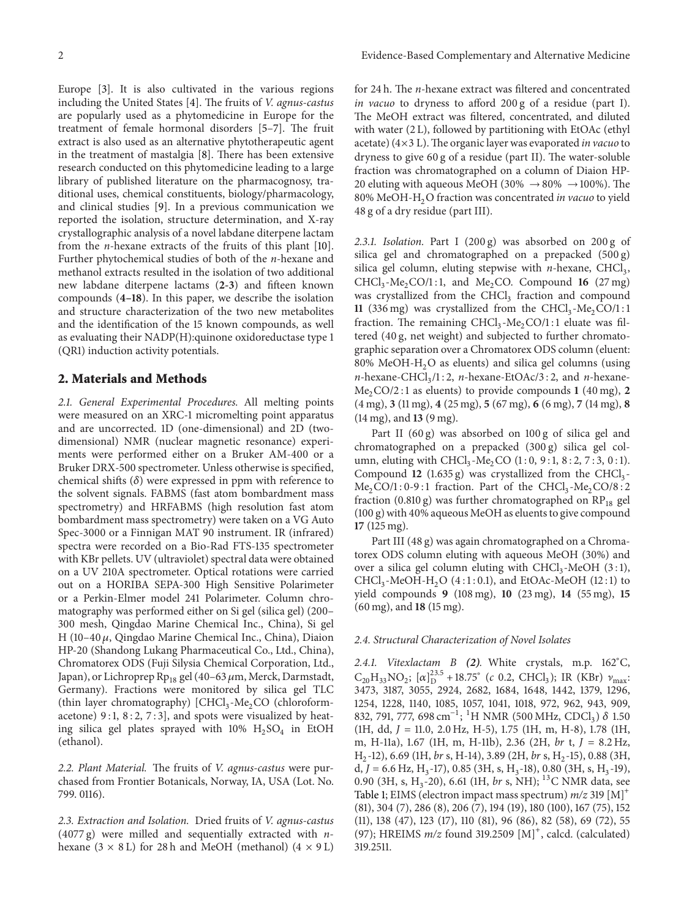Europe [3]. It is also cultivated in the various regions including the United States [4]. The fruits of *V. agnus-castus* are popularly used as a phytomedicine in Europe for the treatment of female hormonal disorders [5–7]. The fruit extract is also used as an alternative phytotherapeutic agent in the treatment of mastalgia [8]. There has been extensive research conducted on this phytomedicine leading to a large library of published literature on the pharmacognosy, traditional uses, chemical constituents, biology/pharmacology, and clinical studies [9]. In a previous communication we reported the isolation, structure determination, and X-ray crystallographic analysis of a novel labdane diterpene lactam from the *n*-hexane extracts of the fruits of this plant [10]. Further phytochemical studies of both of the *n*-hexane and methanol extracts resulted in the isolation of two additional new labdane diterpene lactams (**2-3**) and fifteen known compounds (**4–18**). In this paper, we describe the isolation and structure characterization of the two new metabolites and the identification of the 15 known compounds, as well as evaluating their NADP(H):quinone oxidoreductase type 1 (QR1) induction activity potentials.

## 2. Materials and Methods

*2.1. General Experimental Procedures.* All melting points were measured on an XRC-1 micromelting point apparatus and are uncorrected. 1D (one-dimensional) and 2D (two-dimensional) NMR (nuclear magnetic resonance) experiments were performed either on a Bruker AM-400 or a Bruker DRX-500 spectrometer. Unless otherwise is specified, chemical shifts ($\delta$) were expressed in ppm with reference to the solvent signals. FABMS (fast atom bombardment mass spectrometry) and HRFABMS (high resolution fast atom bombardment mass spectrometry) were taken on a VG Auto Spec-3000 or a Finnigan MAT 90 instrument. IR (infrared) spectra were recorded on a Bio-Rad FTS-135 spectrometer with KBr pellets. UV (ultraviolet) spectral data were obtained on a UV 210A spectrometer. Optical rotations were carried out on a HORIBA SEPA-300 High Sensitive Polarimeter or a Perkin-Elmer model 241 Polarimeter. Column chromatography was performed either on Si gel (silica gel) (200–300 mesh, Qingdao Marine Chemical Inc., China), Si gel H (10–40 $\mu$, Qingdao Marine Chemical Inc., China), Diaion HP-20 (Shandong Lukang Pharmaceutical Co., Ltd., China), Chromatorex ODS (Fuji Silysia Chemical Corporation, Ltd., Japan), or Lichroprep $Rp_{18}$ gel (40–63 $\mu$m, Merck, Darmstadt, Germany). Fractions were monitored by silica gel TLC (thin layer chromatography) [$CHCl_3$-$Me_2CO$ (chloroform-acetone) 9 : 1, 8 : 2, 7 : 3], and spots were visualized by heating silica gel plates sprayed with 10% $H_2SO_4$ in EtOH (ethanol).

*2.2. Plant Material.* The fruits of *V. agnus-castus* were purchased from Frontier Botanicals, Norway, IA, USA (Lot. No. 799. 0116).

*2.3. Extraction and Isolation.* Dried fruits of *V. agnus-castus* (4077 g) were milled and sequentially extracted with *n*-hexane (3 × 8 L) for 28 h and MeOH (methanol) (4 × 9 L) for 24 h. The *n*-hexane extract was filtered and concentrated *in vacuo* to dryness to afford 200 g of a residue (part I). The MeOH extract was filtered, concentrated, and diluted with water (2 L), followed by partitioning with EtOAc (ethyl acetate) (4×3 L). The organic layer was evaporated *in vacuo* to dryness to give 60 g of a residue (part II). The water-soluble fraction was chromatographed on a column of Diaion HP-20 eluting with aqueous MeOH (30% → 80% → 100%). The 80% MeOH-$H_2O$ fraction was concentrated *in vacuo* to yield 48 g of a dry residue (part III).

*2.3.1. Isolation.* Part I (200 g) was absorbed on 200 g of silica gel and chromatographed on a prepacked (500 g) silica gel column, eluting stepwise with *n*-hexane, $CHCl_3$, $CHCl_3$-$Me_2CO$/1 : 1, and $Me_2CO$. Compound **16** (27 mg) was crystallized from the $CHCl_3$ fraction and compound **11** (336 mg) was crystallized from the $CHCl_3$-$Me_2CO$/1 : 1 fraction. The remaining $CHCl_3$-$Me_2CO$/1 : 1 eluate was filtered (40 g, net weight) and subjected to further chromatographic separation over a Chromatorex ODS column (eluent: 80% MeOH-$H_2O$ as eluents) and silica gel columns (using *n*-hexane-$CHCl_3$/1 : 2, *n*-hexane-EtOAc/3 : 2, and *n*-hexane-$Me_2CO$/2 : 1 as eluents) to provide compounds **1** (40 mg), **2** (4 mg), **3** (11 mg), **4** (25 mg), **5** (67 mg), **6** (6 mg), **7** (14 mg), **8** (14 mg), and **13** (9 mg).

Part II (60 g) was absorbed on 100 g of silica gel and chromatographed on a prepacked (300 g) silica gel column, eluting with $CHCl_3$-$Me_2CO$ (1 : 0, 9 : 1, 8 : 2, 7 : 3, 0 : 1). Compound **12** (1.635 g) was crystallized from the $CHCl_3$-$Me_2CO$/1 : 0-9 : 1 fraction. Part of the $CHCl_3$-$Me_2CO$/8 : 2 fraction (0.810 g) was further chromatographed on $RP_{18}$ gel (100 g) with 40% aqueous MeOH as eluents to give compound **17** (125 mg).

Part III (48 g) was again chromatographed on a Chromatorex ODS column eluting with aqueous MeOH (30%) and over a silica gel column eluting with $CHCl_3$-MeOH (3 : 1), $CHCl_3$-MeOH-$H_2O$ (4 : 1 : 0.1), and EtOAc-MeOH (12 : 1) to yield compounds **9** (108 mg), **10** (23 mg), **14** (55 mg), **15** (60 mg), and **18** (15 mg).

*2.4. Structural Characterization of Novel Isolates*

*2.4.1. Vitexlactam B* ***(2)***. White crystals, m.p. 162°C, $C_{20}H_{33}NO_2$; $[\alpha]_D^{23.5}$ +18.75° (*c* 0.2, $CHCl_3$); IR (KBr) $\nu_{max}$: 3473, 3187, 3055, 2924, 2682, 1684, 1648, 1442, 1379, 1296, 1254, 1228, 1140, 1085, 1057, 1041, 1018, 972, 962, 943, 909, 832, 791, 777, 698 $cm^{-1}$; $^1H$ NMR (500 MHz, $CDCl_3$) $\delta$ 1.50 (1H, dd, *J* = 11.0, 2.0 Hz, H-5), 1.75 (1H, m, H-8), 1.78 (1H, m, H-11a), 1.67 (1H, m, H-11b), 2.36 (2H, *br* t, *J* = 8.2 Hz, $H_2$-12), 6.69 (1H, *br* s, H-14), 3.89 (2H, *br* s, $H_2$-15), 0.88 (3H, d, *J* = 6.6 Hz, $H_3$-17), 0.85 (3H, s, $H_3$-18), 0.80 (3H, s, $H_3$-19), 0.90 (3H, s, $H_3$-20), 6.61 (1H, *br* s, NH); $^{13}C$ NMR data, see Table 1; EIMS (electron impact mass spectrum) *m/z* 319 $[M]^+$ (81), 304 (7), 286 (8), 206 (7), 194 (19), 180 (100), 167 (75), 152 (11), 138 (47), 123 (17), 110 (81), 96 (86), 82 (58), 69 (72), 55 (97); HREIMS *m/z* found 319.2509 $[M]^+$, calcd. (calculated) 319.2511.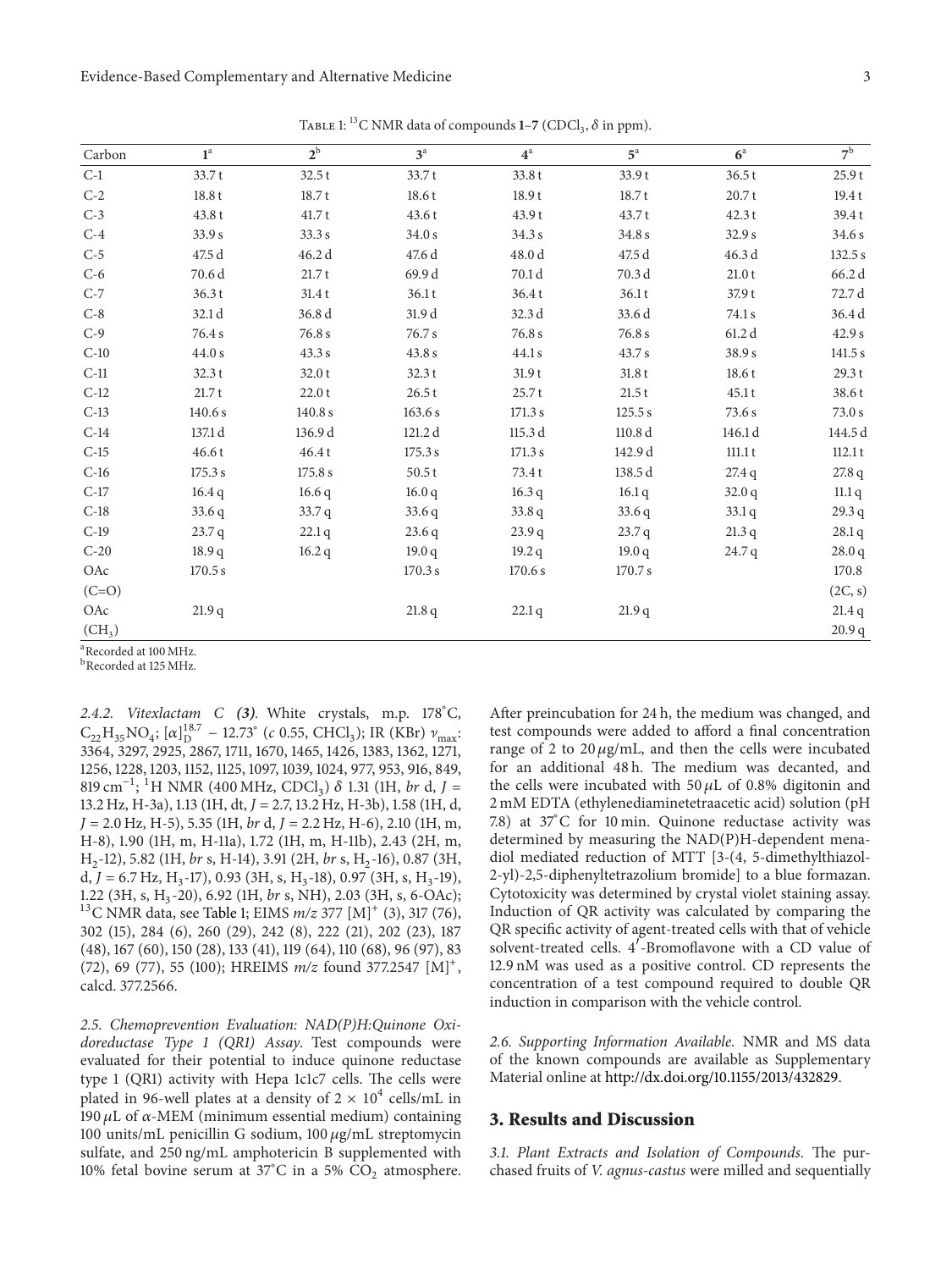Table 1: $^{13}C$ NMR data of compounds **1**–**7** ($CDCl_3$, $\delta$ in ppm).

| Carbon | **1**[a] | **2**[b] | **3**[a] | **4**[a] | **5**[a] | **6**[a] | **7**[b] |
|---|---|---|---|---|---|---|---|
| C-1 | 33.7 t | 32.5 t | 33.7 t | 33.8 t | 33.9 t | 36.5 t | 25.9 t |
| C-2 | 18.8 t | 18.7 t | 18.6 t | 18.9 t | 18.7 t | 20.7 t | 19.4 t |
| C-3 | 43.8 t | 41.7 t | 43.6 t | 43.9 t | 43.7 t | 42.3 t | 39.4 t |
| C-4 | 33.9 s | 33.3 s | 34.0 s | 34.3 s | 34.8 s | 32.9 s | 34.6 s |
| C-5 | 47.5 d | 46.2 d | 47.6 d | 48.0 d | 47.5 d | 46.3 d | 132.5 s |
| C-6 | 70.6 d | 21.7 t | 69.9 d | 70.1 d | 70.3 d | 21.0 t | 66.2 d |
| C-7 | 36.3 t | 31.4 t | 36.1 t | 36.4 t | 36.1 t | 37.9 t | 72.7 d |
| C-8 | 32.1 d | 36.8 d | 31.9 d | 32.3 d | 33.6 d | 74.1 s | 36.4 d |
| C-9 | 76.4 s | 76.8 s | 76.7 s | 76.8 s | 76.8 s | 61.2 d | 42.9 s |
| C-10 | 44.0 s | 43.3 s | 43.8 s | 44.1 s | 43.7 s | 38.9 s | 141.5 s |
| C-11 | 32.3 t | 32.0 t | 32.3 t | 31.9 t | 31.8 t | 18.6 t | 29.3 t |
| C-12 | 21.7 t | 22.0 t | 26.5 t | 25.7 t | 21.5 t | 45.1 t | 38.6 t |
| C-13 | 140.6 s | 140.8 s | 163.6 s | 171.3 s | 125.5 s | 73.6 s | 73.0 s |
| C-14 | 137.1 d | 136.9 d | 121.2 d | 115.3 d | 110.8 d | 146.1 d | 144.5 d |
| C-15 | 46.6 t | 46.4 t | 175.3 s | 171.3 s | 142.9 d | 111.1 t | 112.1 t |
| C-16 | 175.3 s | 175.8 s | 50.5 t | 73.4 t | 138.5 d | 27.4 q | 27.8 q |
| C-17 | 16.4 q | 16.6 q | 16.0 q | 16.3 q | 16.1 q | 32.0 q | 11.1 q |
| C-18 | 33.6 q | 33.7 q | 33.6 q | 33.8 q | 33.6 q | 33.1 q | 29.3 q |
| C-19 | 23.7 q | 22.1 q | 23.6 q | 23.9 q | 23.7 q | 21.3 q | 28.1 q |
| C-20 | 18.9 q | 16.2 q | 19.0 q | 19.2 q | 19.0 q | 24.7 q | 28.0 q |
| OAc (C=O) | 170.5 s | | 170.3 s | 170.6 s | 170.7 s | | 170.8 (2C, s) |
| OAc ($CH_3$) | 21.9 q | | 21.8 q | 22.1 q | 21.9 q | | 21.4 q<br>20.9 q |

[a]Recorded at 100 MHz.
[b]Recorded at 125 MHz.

*2.4.2. Vitexlactam C **(3)**.* White crystals, m.p. 178°C, $C_{22}H_{35}NO_4$; $[\alpha]_D^{18.7}$ − 12.73° (*c* 0.55, $CHCl_3$); IR (KBr) $\nu_{max}$: 3364, 3297, 2925, 2867, 1711, 1670, 1465, 1426, 1383, 1362, 1271, 1256, 1228, 1203, 1152, 1125, 1097, 1039, 1024, 977, 953, 916, 849, 819 $cm^{-1}$; $^1H$ NMR (400 MHz, $CDCl_3$) $\delta$ 1.31 (1H, *br* d, $J$ = 13.2 Hz, H-3a), 1.13 (1H, dt, $J$ = 2.7, 13.2 Hz, H-3b), 1.58 (1H, d, $J$ = 2.0 Hz, H-5), 5.35 (1H, *br* d, $J$ = 2.2 Hz, H-6), 2.10 (1H, m, H-8), 1.90 (1H, m, H-11a), 1.72 (1H, m, H-11b), 2.43 (2H, m, $H_2$-12), 5.82 (1H, *br* s, H-14), 3.91 (2H, *br* s, $H_2$-16), 0.87 (3H, d, $J$ = 6.7 Hz, $H_3$-17), 0.93 (3H, s, $H_3$-18), 0.97 (3H, s, $H_3$-19), 1.22 (3H, s, $H_3$-20), 6.92 (1H, *br* s, NH), 2.03 (3H, s, 6-OAc); $^{13}C$ NMR data, see Table 1; EIMS *m/z* 377 $[M]^+$ (3), 317 (76), 302 (15), 284 (6), 260 (29), 242 (8), 222 (21), 202 (23), 187 (48), 167 (60), 150 (28), 133 (41), 119 (64), 110 (68), 96 (97), 83 (72), 69 (77), 55 (100); HREIMS *m/z* found 377.2547 $[M]^+$, calcd. 377.2566.

*2.5. Chemoprevention Evaluation: NAD(P)H:Quinone Oxidoreductase Type 1 (QR1) Assay.* Test compounds were evaluated for their potential to induce quinone reductase type 1 (QR1) activity with Hepa 1c1c7 cells. The cells were plated in 96-well plates at a density of $2 \times 10^4$ cells/mL in 190 $\mu$L of $\alpha$-MEM (minimum essential medium) containing 100 units/mL penicillin G sodium, 100 $\mu$g/mL streptomycin sulfate, and 250 ng/mL amphotericin B supplemented with 10% fetal bovine serum at 37°C in a 5% $CO_2$ atmosphere. After preincubation for 24 h, the medium was changed, and test compounds were added to afford a final concentration range of 2 to 20 $\mu$g/mL, and then the cells were incubated for an additional 48 h. The medium was decanted, and the cells were incubated with 50 $\mu$L of 0.8% digitonin and 2 mM EDTA (ethylenediaminetetraacetic acid) solution (pH 7.8) at 37°C for 10 min. Quinone reductase activity was determined by measuring the NAD(P)H-dependent menadiol mediated reduction of MTT [3-(4, 5-dimethylthiazol-2-yl)-2,5-diphenyltetrazolium bromide] to a blue formazan. Cytotoxicity was determined by crystal violet staining assay. Induction of QR activity was calculated by comparing the QR specific activity of agent-treated cells with that of vehicle solvent-treated cells. 4′-Bromoflavone with a CD value of 12.9 nM was used as a positive control. CD represents the concentration of a test compound required to double QR induction in comparison with the vehicle control.

*2.6. Supporting Information Available.* NMR and MS data of the known compounds are available as Supplementary Material online at http://dx.doi.org/10.1155/2013/432829.

## 3. Results and Discussion

*3.1. Plant Extracts and Isolation of Compounds.* The purchased fruits of *V. agnus-castus* were milled and sequentially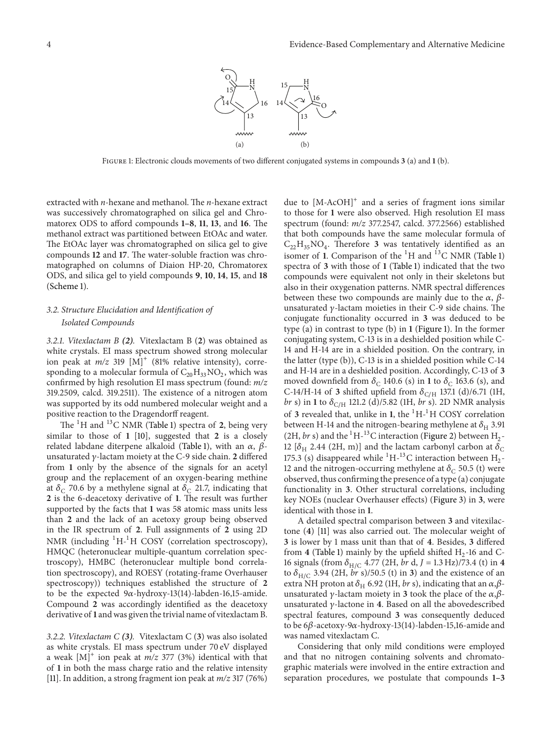Figure 1: Electronic clouds movements of two different conjugated systems in compounds **3** (a) and **1** (b).

extracted with *n*-hexane and methanol. The *n*-hexane extract was successively chromatographed on silica gel and Chromatorex ODS to afford compounds **1–8**, **11**, **13**, and **16**. The methanol extract was partitioned between EtOAc and water. The EtOAc layer was chromatographed on silica gel to give compounds **12** and **17**. The water-soluble fraction was chromatographed on columns of Diaion HP-20, Chromatorex ODS, and silica gel to yield compounds **9**, **10**, **14**, **15**, and **18** (Scheme 1).

### 3.2. Structure Elucidation and Identification of Isolated Compounds

*3.2.1. Vitexlactam B **(2)**.* Vitexlactam B (**2**) was obtained as white crystals. EI mass spectrum showed strong molecular ion peak at *m/z* 319 $[M]^+$ (81% relative intensity), corresponding to a molecular formula of $C_{20}H_{33}NO_2$, which was confirmed by high resolution EI mass spectrum (found: *m/z* 319.2509, calcd. 319.2511). The existence of a nitrogen atom was supported by its odd numbered molecular weight and a positive reaction to the Dragendorff reagent.

The $^1$H and $^{13}$C NMR (Table 1) spectra of **2**, being very similar to those of **1** [10], suggested that **2** is a closely related labdane diterpene alkaloid (Table 1), with an *α*, *β*-unsaturated *γ*-lactam moiety at the C-9 side chain. **2** differed from **1** only by the absence of the signals for an acetyl group and the replacement of an oxygen-bearing methine at $\delta_C$ 70.6 by a methylene signal at $\delta_C$ 21.7, indicating that **2** is the 6-deacetoxy derivative of **1**. The result was further supported by the facts that **1** was 58 atomic mass units less than **2** and the lack of an acetoxy group being observed in the IR spectrum of **2**. Full assignments of **2** using 2D NMR (including $^1$H-$^1$H COSY (correlation spectroscopy), HMQC (heteronuclear multiple-quantum correlation spectroscopy), HMBC (heteronuclear multiple bond correlation spectroscopy), and ROESY (rotating-frame Overhauser spectroscopy)) techniques established the structure of **2** to be the expected 9*α*-hydroxy-13(14)-labden-16,15-amide. Compound **2** was accordingly identified as the deacetoxy derivative of **1** and was given the trivial name of vitexlactam B.

*3.2.2. Vitexlactam C **(3)**.* Vitexlactam C (**3**) was also isolated as white crystals. EI mass spectrum under 70 eV displayed a weak $[M]^+$ ion peak at *m/z* 377 (3%) identical with that of **1** in both the mass charge ratio and the relative intensity [11]. In addition, a strong fragment ion peak at *m/z* 317 (76%) due to $[M\text{-}AcOH]^+$ and a series of fragment ions similar to those for **1** were also observed. High resolution EI mass spectrum (found: *m/z* 377.2547, calcd. 377.2566) established that both compounds have the same molecular formula of $C_{22}H_{35}NO_4$. Therefore **3** was tentatively identified as an isomer of **1**. Comparison of the $^1$H and $^{13}$C NMR (Table 1) spectra of **3** with those of **1** (Table 1) indicated that the two compounds were equivalent not only in their skeletons but also in their oxygenation patterns. NMR spectral differences between these two compounds are mainly due to the *α*, *β*-unsaturated *γ*-lactam moieties in their C-9 side chains. The conjugate functionality occurred in **3** was deduced to be type (a) in contrast to type (b) in **1** (Figure 1). In the former conjugating system, C-13 is in a deshielded position while C-14 and H-14 are in a shielded position. On the contrary, in the latter (type (b)), C-13 is in a shielded position while C-14 and H-14 are in a deshielded position. Accordingly, C-13 of **3** moved downfield from $\delta_C$ 140.6 (s) in **1** to $\delta_C$ 163.6 (s), and C-14/H-14 of **3** shifted upfield from $\delta_{C/H}$ 137.1 (d)/6.71 (1H, *br* s) in **1** to $\delta_{C/H}$ 121.2 (d)/5.82 (1H, *br* s). 2D NMR analysis of **3** revealed that, unlike in **1**, the $^1$H-$^1$H COSY correlation between H-14 and the nitrogen-bearing methylene at $\delta_H$ 3.91 (2H, *br* s) and the $^1$H-$^{13}$C interaction (Figure 2) between $H_2$-12 [$\delta_H$ 2.44 (2H, m)] and the lactam carbonyl carbon at $\delta_C$ 175.3 (s) disappeared while $^1$H-$^{13}$C interaction between $H_2$-12 and the nitrogen-occurring methylene at $\delta_C$ 50.5 (t) were observed, thus confirming the presence of a type (a) conjugate functionality in **3**. Other structural correlations, including key NOEs (nuclear Overhauser effects) (Figure 3) in **3**, were identical with those in **1**.

A detailed spectral comparison between **3** and vitexilactone (**4**) [11] was also carried out. The molecular weight of **3** is lower by 1 mass unit than that of **4**. Besides, **3** differed from **4** (Table 1) mainly by the upfield shifted $H_2$-16 and C-16 signals (from $\delta_{H/C}$ 4.77 (2H, *br* d, $J = 1.3$ Hz)/73.4 (t) in **4** to $\delta_{H/C}$ 3.94 (2H, *br* s)/50.5 (t) in **3**) and the existence of an extra NH proton at $\delta_H$ 6.92 (1H, *br* s), indicating that an *α*,*β*-unsaturated *γ*-lactam moiety in **3** took the place of the *α*,*β*-unsaturated *γ*-lactone in **4**. Based on all the abovedescribed spectral features, compound **3** was consequently deduced to be 6*β*-acetoxy-9*α*-hydroxy-13(14)-labden-15,16-amide and was named vitexlactam C.

Considering that only mild conditions were employed and that no nitrogen containing solvents and chromatographic materials were involved in the entire extraction and separation procedures, we postulate that compounds **1–3**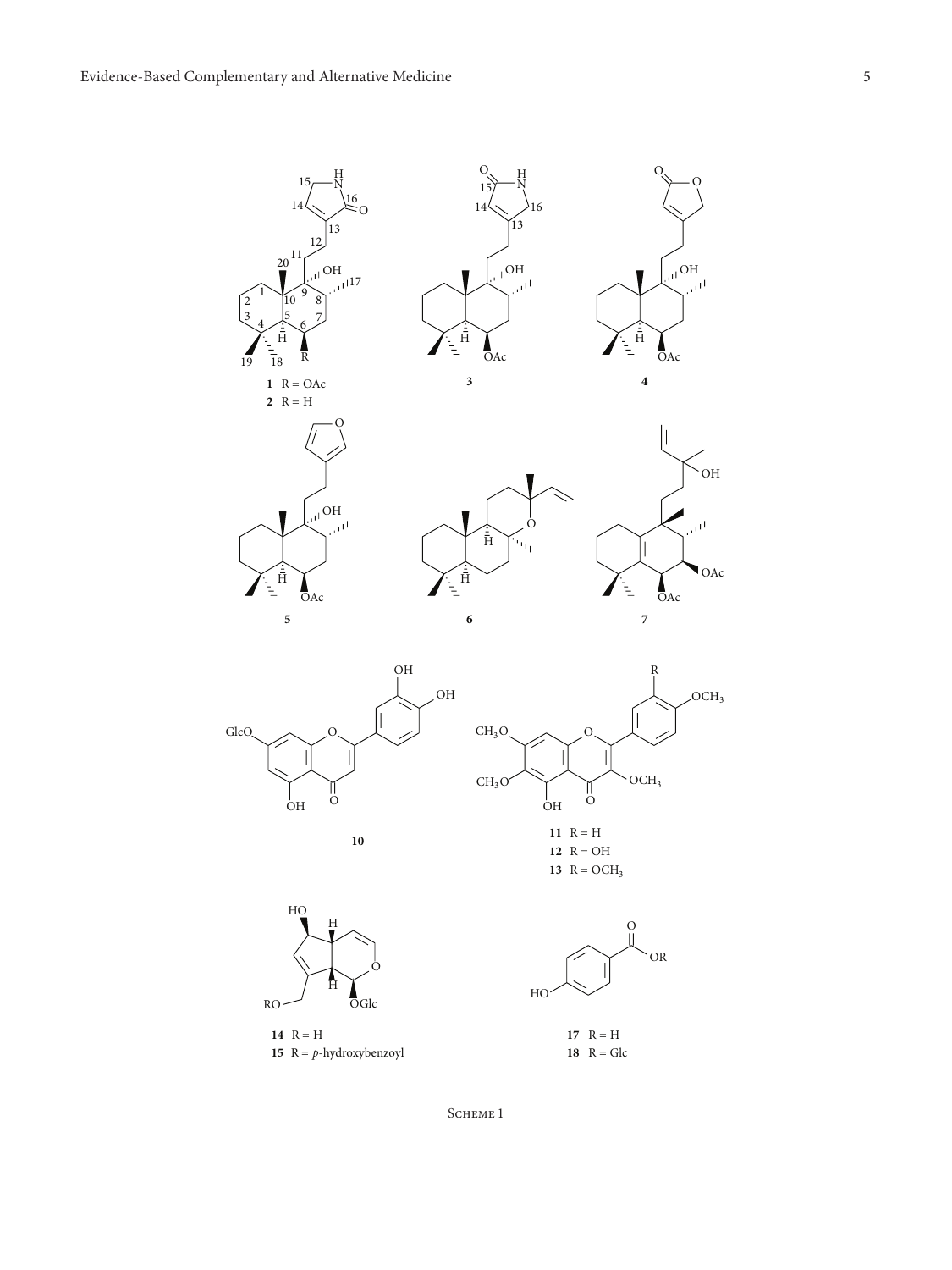**1** R = OAc
**2** R = H

**3**

**4**

**5**

**6**

**7**

**10**

**11** R = H
**12** R = OH
**13** R = $OCH_3$

**14** R = H
**15** R = *p*-hydroxybenzoyl

**17** R = H
**18** R = Glc

Scheme 1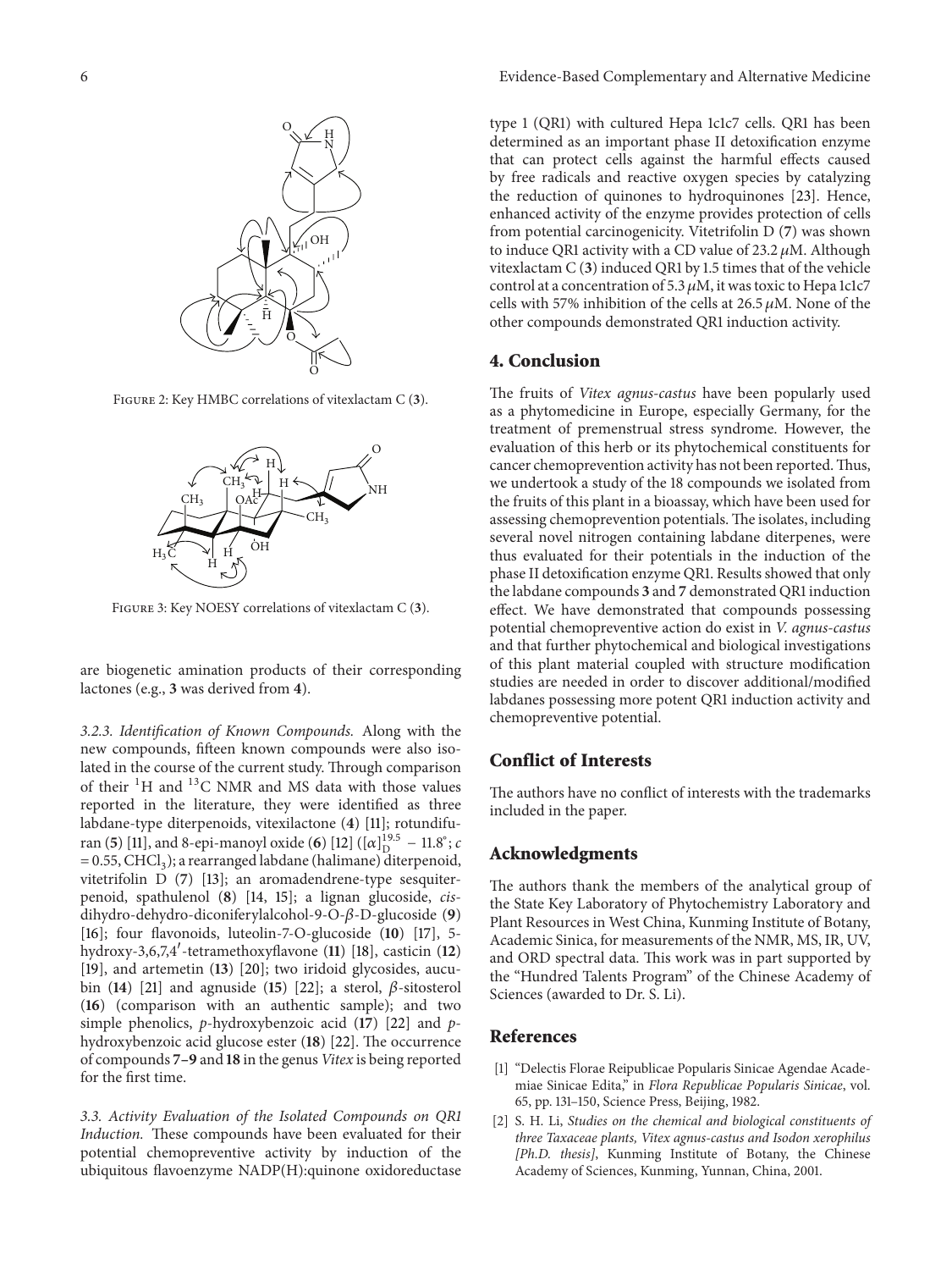Figure 2: Key HMBC correlations of vitexlactam C (**3**).

Figure 3: Key NOESY correlations of vitexlactam C (**3**).

are biogenetic amination products of their corresponding lactones (e.g., **3** was derived from **4**).

*3.2.3. Identification of Known Compounds.* Along with the new compounds, fifteen known compounds were also isolated in the course of the current study. Through comparison of their $^{1}H$ and $^{13}C$ NMR and MS data with those values reported in the literature, they were identified as three labdane-type diterpenoids, vitexilactone (**4**) [11]; rotundifuran (**5**) [11], and 8-epi-manoyl oxide (**6**) [12] ($[\alpha]_{D}^{19.5}$ $-11.8^{\circ}$; $c$ = 0.55, $CHCl_3$); a rearranged labdane (halimane) diterpenoid, vitetrifolin D (**7**) [13]; an aromadendrene-type sesquiterpenoid, spathulenol (**8**) [14, 15]; a lignan glucoside, *cis*-dihydro-dehydro-diconiferylalcohol-9-O-$\beta$-D-glucoside (**9**) [16]; four flavonoids, luteolin-7-O-glucoside (**10**) [17], 5-hydroxy-3,6,7,4′-tetramethoxyflavone (**11**) [18], casticin (**12**) [19], and artemetin (**13**) [20]; two iridoid glycosides, aucubin (**14**) [21] and agnuside (**15**) [22]; a sterol, $\beta$-sitosterol (**16**) (comparison with an authentic sample); and two simple phenolics, *p*-hydroxybenzoic acid (**17**) [22] and *p*-hydroxybenzoic acid glucose ester (**18**) [22]. The occurrence of compounds **7–9** and **18** in the genus *Vitex* is being reported for the first time.

*3.3. Activity Evaluation of the Isolated Compounds on QR1 Induction.* These compounds have been evaluated for their potential chemopreventive activity by induction of the ubiquitous flavoenzyme NADP(H):quinone oxidoreductase type 1 (QR1) with cultured Hepa 1c1c7 cells. QR1 has been determined as an important phase II detoxification enzyme that can protect cells against the harmful effects caused by free radicals and reactive oxygen species by catalyzing the reduction of quinones to hydroquinones [23]. Hence, enhanced activity of the enzyme provides protection of cells from potential carcinogenicity. Vitetrifolin D (**7**) was shown to induce QR1 activity with a CD value of 23.2 $\mu$M. Although vitexlactam C (**3**) induced QR1 by 1.5 times that of the vehicle control at a concentration of 5.3 $\mu$M, it was toxic to Hepa 1c1c7 cells with 57% inhibition of the cells at 26.5 $\mu$M. None of the other compounds demonstrated QR1 induction activity.

## 4. Conclusion

The fruits of *Vitex agnus-castus* have been popularly used as a phytomedicine in Europe, especially Germany, for the treatment of premenstrual stress syndrome. However, the evaluation of this herb or its phytochemical constituents for cancer chemoprevention activity has not been reported. Thus, we undertook a study of the 18 compounds we isolated from the fruits of this plant in a bioassay, which have been used for assessing chemoprevention potentials. The isolates, including several novel nitrogen containing labdane diterpenes, were thus evaluated for their potentials in the induction of the phase II detoxification enzyme QR1. Results showed that only the labdane compounds **3** and **7** demonstrated QR1 induction effect. We have demonstrated that compounds possessing potential chemopreventive action do exist in *V. agnus-castus* and that further phytochemical and biological investigations of this plant material coupled with structure modification studies are needed in order to discover additional/modified labdanes possessing more potent QR1 induction activity and chemopreventive potential.

## Conflict of Interests

The authors have no conflict of interests with the trademarks included in the paper.

## Acknowledgments

The authors thank the members of the analytical group of the State Key Laboratory of Phytochemistry Laboratory and Plant Resources in West China, Kunming Institute of Botany, Academic Sinica, for measurements of the NMR, MS, IR, UV, and ORD spectral data. This work was in part supported by the "Hundred Talents Program" of the Chinese Academy of Sciences (awarded to Dr. S. Li).

## References

[1] "Delectis Florae Reipublicae Popularis Sinicae Agendae Academiae Sinicae Edita," in *Flora Republicae Popularis Sinicae*, vol. 65, pp. 131–150, Science Press, Beijing, 1982.

[2] S. H. Li, *Studies on the chemical and biological constituents of three Taxaceae plants, Vitex agnus-castus and Isodon xerophilus [Ph.D. thesis]*, Kunming Institute of Botany, the Chinese Academy of Sciences, Kunming, Yunnan, China, 2001.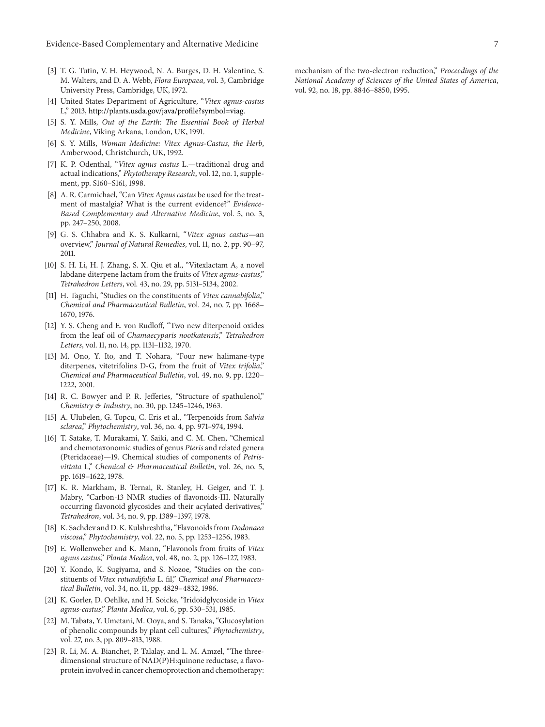[3] T. G. Tutin, V. H. Heywood, N. A. Burges, D. H. Valentine, S. M. Walters, and D. A. Webb, *Flora Europaea*, vol. 3, Cambridge University Press, Cambridge, UK, 1972.

[4] United States Department of Agriculture, "*Vitex agnus-castus* L," 2013, http://plants.usda.gov/java/profile?symbol=viag.

[5] S. Y. Mills, *Out of the Earth: The Essential Book of Herbal Medicine*, Viking Arkana, London, UK, 1991.

[6] S. Y. Mills, *Woman Medicine: Vitex Agnus-Castus, the Herb*, Amberwood, Christchurch, UK, 1992.

[7] K. P. Odenthal, "*Vitex agnus castus* L.—traditional drug and actual indications," *Phytotherapy Research*, vol. 12, no. 1, supplement, pp. S160–S161, 1998.

[8] A. R. Carmichael, "Can *Vitex Agnus castus* be used for the treatment of mastalgia? What is the current evidence?" *Evidence-Based Complementary and Alternative Medicine*, vol. 5, no. 3, pp. 247–250, 2008.

[9] G. S. Chhabra and K. S. Kulkarni, "*Vitex agnus castus*—an overview," *Journal of Natural Remedies*, vol. 11, no. 2, pp. 90–97, 2011.

[10] S. H. Li, H. J. Zhang, S. X. Qiu et al., "Vitexlactam A, a novel labdane diterpene lactam from the fruits of *Vitex agnus-castus*," *Tetrahedron Letters*, vol. 43, no. 29, pp. 5131–5134, 2002.

[11] H. Taguchi, "Studies on the constituents of *Vitex cannabifolia*," *Chemical and Pharmaceutical Bulletin*, vol. 24, no. 7, pp. 1668–1670, 1976.

[12] Y. S. Cheng and E. von Rudloff, "Two new diterpenoid oxides from the leaf oil of *Chamaecyparis nootkatensis*," *Tetrahedron Letters*, vol. 11, no. 14, pp. 1131–1132, 1970.

[13] M. Ono, Y. Ito, and T. Nohara, "Four new halimane-type diterpenes, vitetrifolins D-G, from the fruit of *Vitex trifolia*," *Chemical and Pharmaceutical Bulletin*, vol. 49, no. 9, pp. 1220–1222, 2001.

[14] R. C. Bowyer and P. R. Jefferies, "Structure of spathulenol," *Chemistry & Industry*, no. 30, pp. 1245–1246, 1963.

[15] A. Ulubelen, G. Topcu, C. Eris et al., "Terpenoids from *Salvia sclarea*," *Phytochemistry*, vol. 36, no. 4, pp. 971–974, 1994.

[16] T. Satake, T. Murakami, Y. Saiki, and C. M. Chen, "Chemical and chemotaxonomic studies of genus *Pteris* and related genera (Pteridaceae)—19. Chemical studies of components of *Petris-vittata* L," *Chemical & Pharmaceutical Bulletin*, vol. 26, no. 5, pp. 1619–1622, 1978.

[17] K. R. Markham, B. Ternai, R. Stanley, H. Geiger, and T. J. Mabry, "Carbon-13 NMR studies of flavonoids-III. Naturally occurring flavonoid glycosides and their acylated derivatives," *Tetrahedron*, vol. 34, no. 9, pp. 1389–1397, 1978.

[18] K. Sachdev and D. K. Kulshreshtha, "Flavonoids from *Dodonaea viscosa*," *Phytochemistry*, vol. 22, no. 5, pp. 1253–1256, 1983.

[19] E. Wollenweber and K. Mann, "Flavonols from fruits of *Vitex agnus castus*," *Planta Medica*, vol. 48, no. 2, pp. 126–127, 1983.

[20] Y. Kondo, K. Sugiyama, and S. Nozoe, "Studies on the constituents of *Vitex rotundifolia* L. fil," *Chemical and Pharmaceutical Bulletin*, vol. 34, no. 11, pp. 4829–4832, 1986.

[21] K. Gorler, D. Oehlke, and H. Soicke, "Iridoidglycoside in *Vitex agnus-castus*," *Planta Medica*, vol. 6, pp. 530–531, 1985.

[22] M. Tabata, Y. Umetani, M. Ooya, and S. Tanaka, "Glucosylation of phenolic compounds by plant cell cultures," *Phytochemistry*, vol. 27, no. 3, pp. 809–813, 1988.

[23] R. Li, M. A. Bianchet, P. Talalay, and L. M. Amzel, "The three-dimensional structure of NAD(P)H:quinone reductase, a flavoprotein involved in cancer chemoprotection and chemotherapy: mechanism of the two-electron reduction," *Proceedings of the National Academy of Sciences of the United States of America*, vol. 92, no. 18, pp. 8846–8850, 1995.